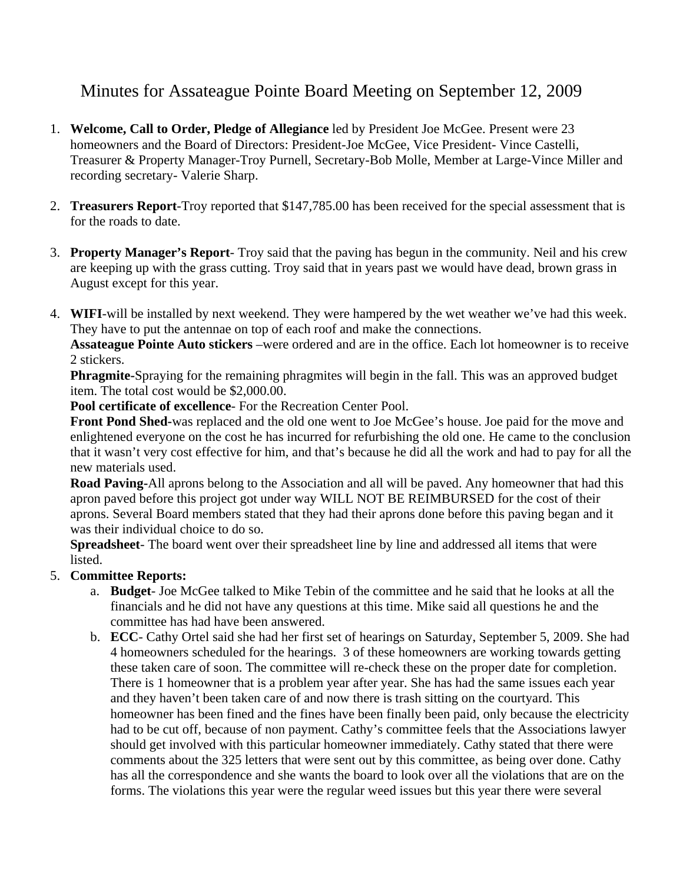# Minutes for Assateague Pointe Board Meeting on September 12, 2009

1. **Welcome, Call to Order, Pledge of Allegiance** led by President Joe McGee. Present were 23 homeowners and the Board of Directors: President-Joe McGee, Vice President- Vince Castelli, Treasurer & Property Manager-Troy Purnell, Secretary-Bob Molle, Member at Large-Vince Miller and recording secretary- Valerie Sharp.

2. **Treasurers Report**-Troy reported that $147,785.00 has been received for the special assessment that is for the roads to date.

3. **Property Manager's Report**- Troy said that the paving has begun in the community. Neil and his crew are keeping up with the grass cutting. Troy said that in years past we would have dead, brown grass in August except for this year.

4. **WIFI**-will be installed by next weekend. They were hampered by the wet weather we've had this week. They have to put the antennae on top of each roof and make the connections.
   **Assateague Pointe Auto stickers** –were ordered and are in the office. Each lot homeowner is to receive 2 stickers.
   **Phragmite**-Spraying for the remaining phragmites will begin in the fall. This was an approved budget item. The total cost would be $2,000.00.
   **Pool certificate of excellence**- For the Recreation Center Pool.
   **Front Pond Shed**-was replaced and the old one went to Joe McGee's house. Joe paid for the move and enlightened everyone on the cost he has incurred for refurbishing the old one. He came to the conclusion that it wasn't very cost effective for him, and that's because he did all the work and had to pay for all the new materials used.
   **Road Paving**-All aprons belong to the Association and all will be paved. Any homeowner that had this apron paved before this project got under way WILL NOT BE REIMBURSED for the cost of their aprons. Several Board members stated that they had their aprons done before this paving began and it was their individual choice to do so.
   **Spreadsheet**- The board went over their spreadsheet line by line and addressed all items that were listed.

5. **Committee Reports:**
   a. **Budget**- Joe McGee talked to Mike Tebin of the committee and he said that he looks at all the financials and he did not have any questions at this time. Mike said all questions he and the committee has had have been answered.
   b. **ECC**- Cathy Ortel said she had her first set of hearings on Saturday, September 5, 2009. She had 4 homeowners scheduled for the hearings. 3 of these homeowners are working towards getting these taken care of soon. The committee will re-check these on the proper date for completion. There is 1 homeowner that is a problem year after year. She has had the same issues each year and they haven't been taken care of and now there is trash sitting on the courtyard. This homeowner has been fined and the fines have been finally been paid, only because the electricity had to be cut off, because of non payment. Cathy's committee feels that the Associations lawyer should get involved with this particular homeowner immediately. Cathy stated that there were comments about the 325 letters that were sent out by this committee, as being over done. Cathy has all the correspondence and she wants the board to look over all the violations that are on the forms. The violations this year were the regular weed issues but this year there were several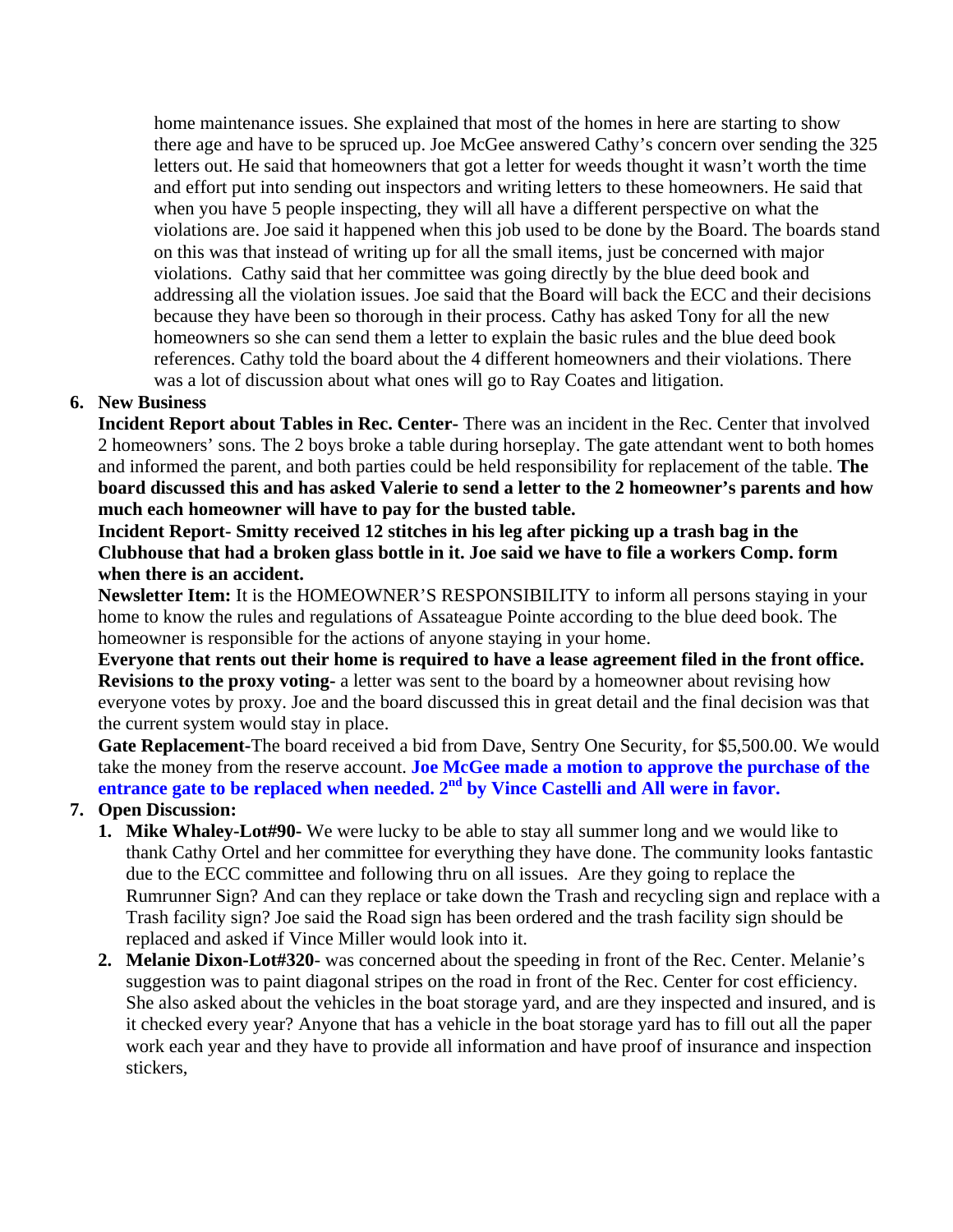home maintenance issues. She explained that most of the homes in here are starting to show there age and have to be spruced up. Joe McGee answered Cathy's concern over sending the 325 letters out. He said that homeowners that got a letter for weeds thought it wasn't worth the time and effort put into sending out inspectors and writing letters to these homeowners. He said that when you have 5 people inspecting, they will all have a different perspective on what the violations are. Joe said it happened when this job used to be done by the Board. The boards stand on this was that instead of writing up for all the small items, just be concerned with major violations. Cathy said that her committee was going directly by the blue deed book and addressing all the violation issues. Joe said that the Board will back the ECC and their decisions because they have been so thorough in their process. Cathy has asked Tony for all the new homeowners so she can send them a letter to explain the basic rules and the blue deed book references. Cathy told the board about the 4 different homeowners and their violations. There was a lot of discussion about what ones will go to Ray Coates and litigation.

6. **New Business**

**Incident Report about Tables in Rec. Center-** There was an incident in the Rec. Center that involved 2 homeowners' sons. The 2 boys broke a table during horseplay. The gate attendant went to both homes and informed the parent, and both parties could be held responsibility for replacement of the table. **The board discussed this and has asked Valerie to send a letter to the 2 homeowner's parents and how much each homeowner will have to pay for the busted table.**

**Incident Report- Smitty received 12 stitches in his leg after picking up a trash bag in the Clubhouse that had a broken glass bottle in it. Joe said we have to file a workers Comp. form when there is an accident.**

**Newsletter Item:** It is the HOMEOWNER'S RESPONSIBILITY to inform all persons staying in your home to know the rules and regulations of Assateague Pointe according to the blue deed book. The homeowner is responsible for the actions of anyone staying in your home.

**Everyone that rents out their home is required to have a lease agreement filed in the front office.**

**Revisions to the proxy voting-** a letter was sent to the board by a homeowner about revising how everyone votes by proxy. Joe and the board discussed this in great detail and the final decision was that the current system would stay in place.

**Gate Replacement-**The board received a bid from Dave, Sentry One Security, for $5,500.00. We would take the money from the reserve account. **Joe McGee made a motion to approve the purchase of the entrance gate to be replaced when needed. 2nd by Vince Castelli and All were in favor.**

7. **Open Discussion:**

   1. **Mike Whaley-Lot#90-** We were lucky to be able to stay all summer long and we would like to thank Cathy Ortel and her committee for everything they have done. The community looks fantastic due to the ECC committee and following thru on all issues. Are they going to replace the Rumrunner Sign? And can they replace or take down the Trash and recycling sign and replace with a Trash facility sign? Joe said the Road sign has been ordered and the trash facility sign should be replaced and asked if Vince Miller would look into it.
   2. **Melanie Dixon-Lot#320**- was concerned about the speeding in front of the Rec. Center. Melanie's suggestion was to paint diagonal stripes on the road in front of the Rec. Center for cost efficiency. She also asked about the vehicles in the boat storage yard, and are they inspected and insured, and is it checked every year? Anyone that has a vehicle in the boat storage yard has to fill out all the paper work each year and they have to provide all information and have proof of insurance and inspection stickers,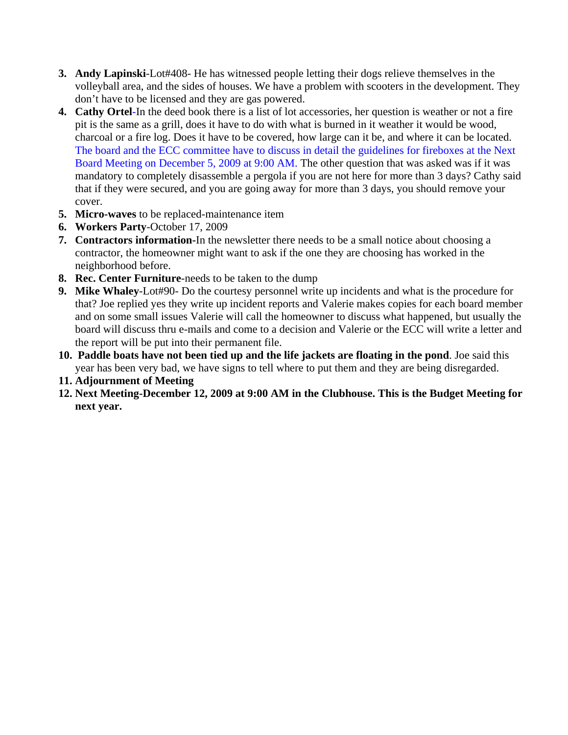3. **Andy Lapinski**-Lot#408- He has witnessed people letting their dogs relieve themselves in the volleyball area, and the sides of houses. We have a problem with scooters in the development. They don't have to be licensed and they are gas powered.
4. **Cathy Ortel**-In the deed book there is a list of lot accessories, her question is weather or not a fire pit is the same as a grill, does it have to do with what is burned in it weather it would be wood, charcoal or a fire log. Does it have to be covered, how large can it be, and where it can be located. The board and the ECC committee have to discuss in detail the guidelines for fireboxes at the Next Board Meeting on December 5, 2009 at 9:00 AM. The other question that was asked was if it was mandatory to completely disassemble a pergola if you are not here for more than 3 days? Cathy said that if they were secured, and you are going away for more than 3 days, you should remove your cover.
5. **Micro-waves** to be replaced-maintenance item
6. **Workers Party**-October 17, 2009
7. **Contractors information**-In the newsletter there needs to be a small notice about choosing a contractor, the homeowner might want to ask if the one they are choosing has worked in the neighborhood before.
8. **Rec. Center Furniture**-needs to be taken to the dump
9. **Mike Whaley**-Lot#90- Do the courtesy personnel write up incidents and what is the procedure for that? Joe replied yes they write up incident reports and Valerie makes copies for each board member and on some small issues Valerie will call the homeowner to discuss what happened, but usually the board will discuss thru e-mails and come to a decision and Valerie or the ECC will write a letter and the report will be put into their permanent file.
10. **Paddle boats have not been tied up and the life jackets are floating in the pond**. Joe said this year has been very bad, we have signs to tell where to put them and they are being disregarded.
11. **Adjournment of Meeting**
12. **Next Meeting-December 12, 2009 at 9:00 AM in the Clubhouse. This is the Budget Meeting for next year.**